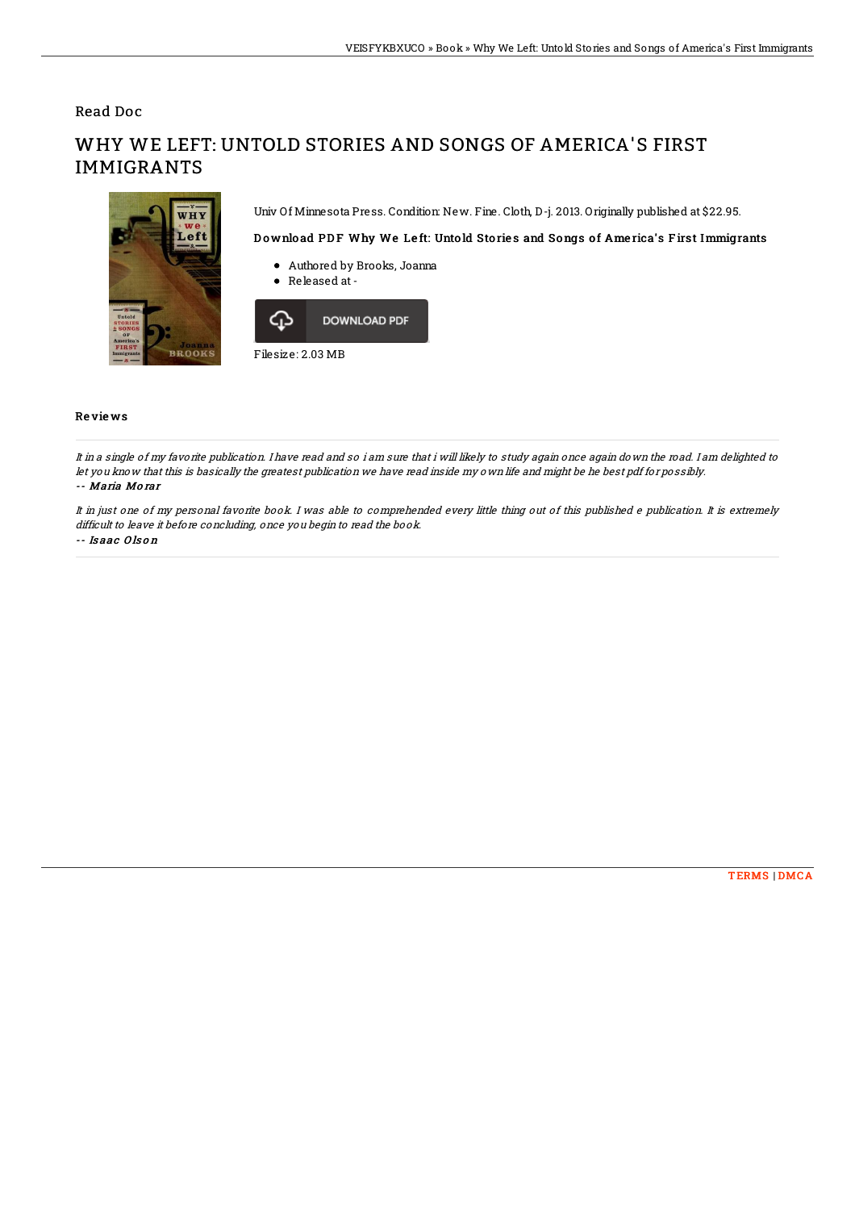Read Doc

# WHY WE LEFT: UNTOLD STORIES AND SONGS OF AMERICA'S FIRST IMMIGRANTS

Univ Of Minnesota Press. Condition: New. Fine. Cloth, D-j. 2013. Originally published at $22.95.

### Download PDF Why We Left: Untold Stories and Songs of America's First Immigrants

- Authored by Brooks, Joanna
- Released at -

DOWNLOAD PDF

Filesize: 2.03 MB

## Reviews

*It in a single of my favorite publication. I have read and so i am sure that i will likely to study again once again down the road. I am delighted to let you know that this is basically the greatest publication we have read inside my own life and might be he best pdf for possibly.*

*-- Maria Morar*

*It in just one of my personal favorite book. I was able to comprehended every little thing out of this published e publication. It is extremely difficult to leave it before concluding, once you begin to read the book.*

*-- Isaac Olson*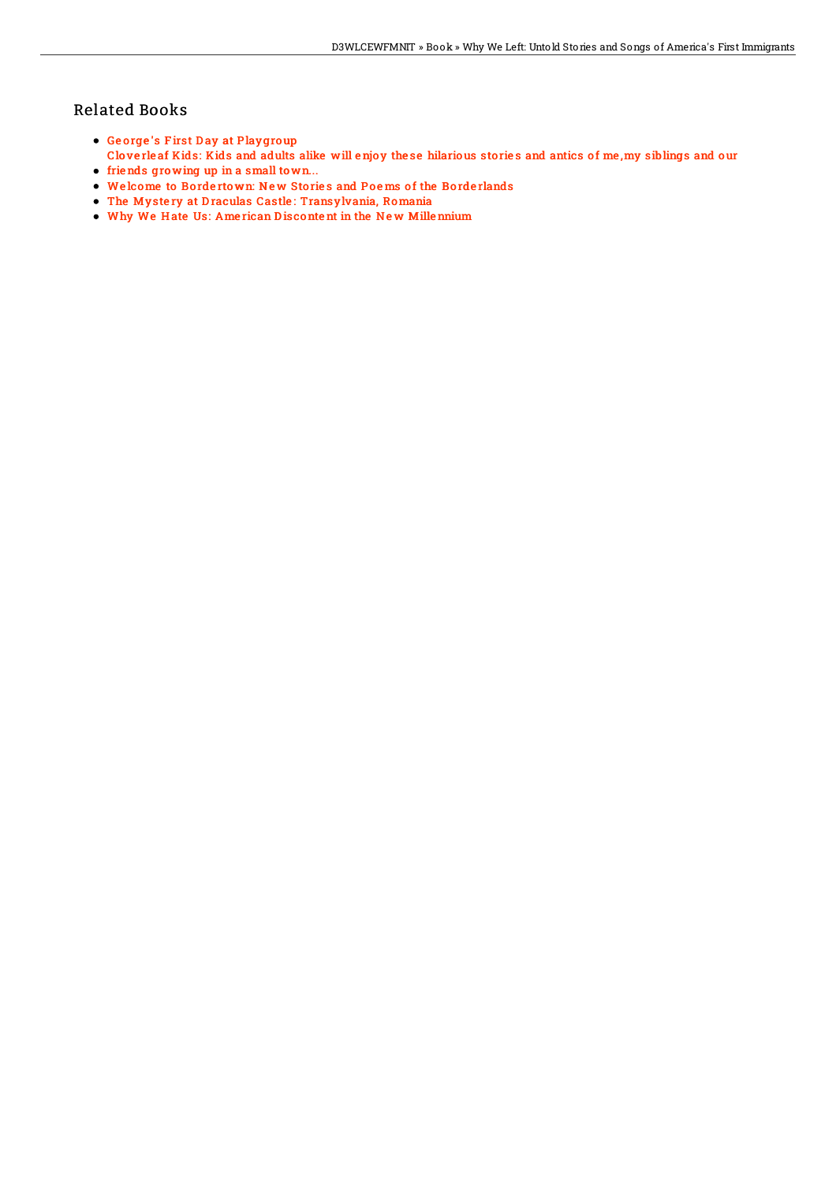## Related Books

- George's First Day at Playgroup
- Cloverleaf Kids: Kids and adults alike will enjoy these hilarious stories and antics of me,my siblings and our friends growing up in a small town...
- Welcome to Bordertown: New Stories and Poems of the Borderlands
- The Mystery at Draculas Castle: Transylvania, Romania
- Why We Hate Us: American Discontent in the New Millennium